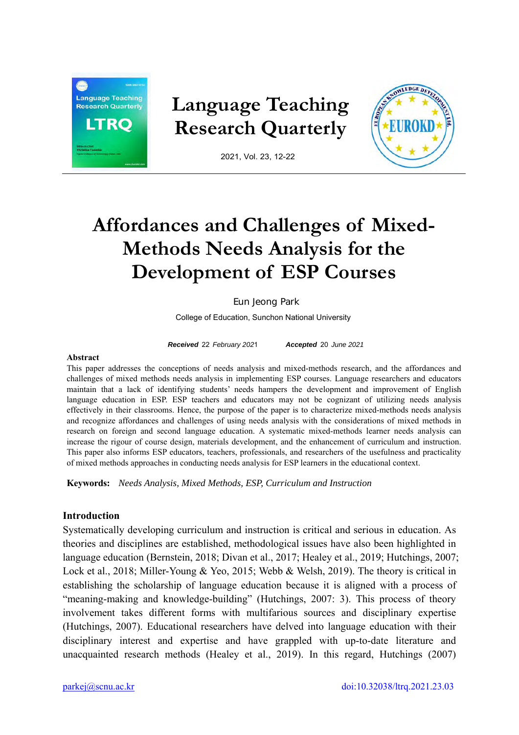# Affordances and Challenges of Mixed-Methods Needs Analysis for the Development of ESP Courses

Eun Jeong Park

College of Education, Sunchon National University

***Received*** *22 February 2021* ***Accepted*** *20 June 2021*

**Abstract**

This paper addresses the conceptions of needs analysis and mixed-methods research, and the affordances and challenges of mixed methods needs analysis in implementing ESP courses. Language researchers and educators maintain that a lack of identifying students' needs hampers the development and improvement of English language education in ESP. ESP teachers and educators may not be cognizant of utilizing needs analysis effectively in their classrooms. Hence, the purpose of the paper is to characterize mixed-methods needs analysis and recognize affordances and challenges of using needs analysis with the considerations of mixed methods in research on foreign and second language education. A systematic mixed-methods learner needs analysis can increase the rigour of course design, materials development, and the enhancement of curriculum and instruction. This paper also informs ESP educators, teachers, professionals, and researchers of the usefulness and practicality of mixed methods approaches in conducting needs analysis for ESP learners in the educational context.

**Keywords:** *Needs Analysis, Mixed Methods, ESP, Curriculum and Instruction*

## Introduction

Systematically developing curriculum and instruction is critical and serious in education. As theories and disciplines are established, methodological issues have also been highlighted in language education (Bernstein, 2018; Divan et al., 2017; Healey et al., 2019; Hutchings, 2007; Lock et al., 2018; Miller-Young & Yeo, 2015; Webb & Welsh, 2019). The theory is critical in establishing the scholarship of language education because it is aligned with a process of "meaning-making and knowledge-building" (Hutchings, 2007: 3). This process of theory involvement takes different forms with multifarious sources and disciplinary expertise (Hutchings, 2007). Educational researchers have delved into language education with their disciplinary interest and expertise and have grappled with up-to-date literature and unacquainted research methods (Healey et al., 2019). In this regard, Hutchings (2007)

parkej@scnu.ac.kr doi:10.32038/ltrq.2021.23.03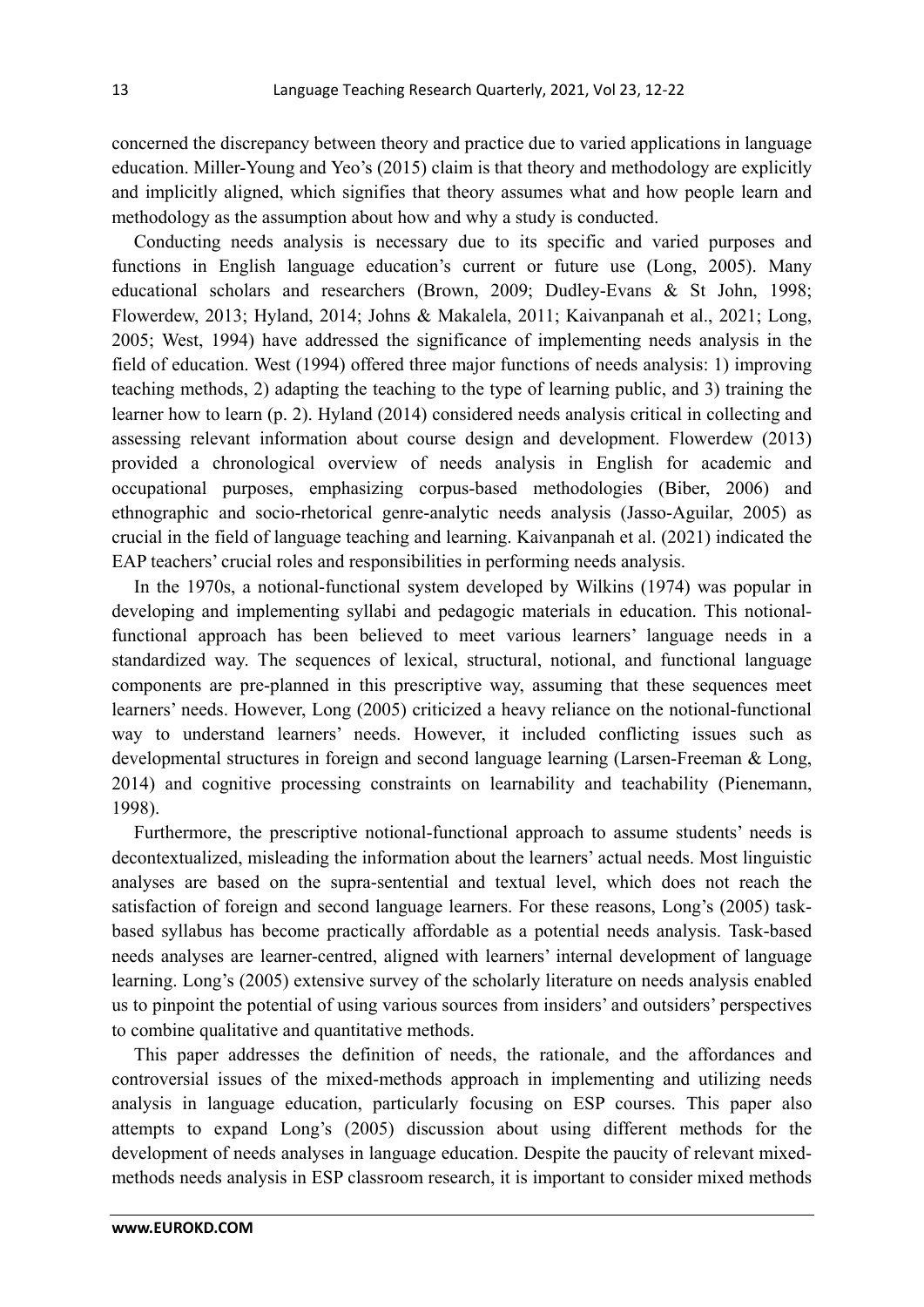concerned the discrepancy between theory and practice due to varied applications in language education. Miller-Young and Yeo's (2015) claim is that theory and methodology are explicitly and implicitly aligned, which signifies that theory assumes what and how people learn and methodology as the assumption about how and why a study is conducted.

Conducting needs analysis is necessary due to its specific and varied purposes and functions in English language education's current or future use (Long, 2005). Many educational scholars and researchers (Brown, 2009; Dudley-Evans & St John, 1998; Flowerdew, 2013; Hyland, 2014; Johns & Makalela, 2011; Kaivanpanah et al., 2021; Long, 2005; West, 1994) have addressed the significance of implementing needs analysis in the field of education. West (1994) offered three major functions of needs analysis: 1) improving teaching methods, 2) adapting the teaching to the type of learning public, and 3) training the learner how to learn (p. 2). Hyland (2014) considered needs analysis critical in collecting and assessing relevant information about course design and development. Flowerdew (2013) provided a chronological overview of needs analysis in English for academic and occupational purposes, emphasizing corpus-based methodologies (Biber, 2006) and ethnographic and socio-rhetorical genre-analytic needs analysis (Jasso-Aguilar, 2005) as crucial in the field of language teaching and learning. Kaivanpanah et al. (2021) indicated the EAP teachers' crucial roles and responsibilities in performing needs analysis.

In the 1970s, a notional-functional system developed by Wilkins (1974) was popular in developing and implementing syllabi and pedagogic materials in education. This notional-functional approach has been believed to meet various learners' language needs in a standardized way. The sequences of lexical, structural, notional, and functional language components are pre-planned in this prescriptive way, assuming that these sequences meet learners' needs. However, Long (2005) criticized a heavy reliance on the notional-functional way to understand learners' needs. However, it included conflicting issues such as developmental structures in foreign and second language learning (Larsen-Freeman & Long, 2014) and cognitive processing constraints on learnability and teachability (Pienemann, 1998).

Furthermore, the prescriptive notional-functional approach to assume students' needs is decontextualized, misleading the information about the learners' actual needs. Most linguistic analyses are based on the supra-sentential and textual level, which does not reach the satisfaction of foreign and second language learners. For these reasons, Long's (2005) task-based syllabus has become practically affordable as a potential needs analysis. Task-based needs analyses are learner-centred, aligned with learners' internal development of language learning. Long's (2005) extensive survey of the scholarly literature on needs analysis enabled us to pinpoint the potential of using various sources from insiders' and outsiders' perspectives to combine qualitative and quantitative methods.

This paper addresses the definition of needs, the rationale, and the affordances and controversial issues of the mixed-methods approach in implementing and utilizing needs analysis in language education, particularly focusing on ESP courses. This paper also attempts to expand Long's (2005) discussion about using different methods for the development of needs analyses in language education. Despite the paucity of relevant mixed-methods needs analysis in ESP classroom research, it is important to consider mixed methods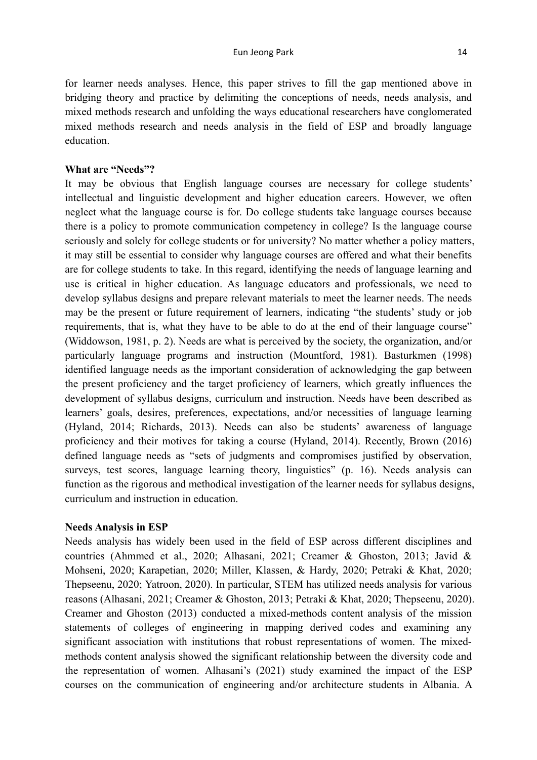for learner needs analyses. Hence, this paper strives to fill the gap mentioned above in bridging theory and practice by delimiting the conceptions of needs, needs analysis, and mixed methods research and unfolding the ways educational researchers have conglomerated mixed methods research and needs analysis in the field of ESP and broadly language education.

## What are "Needs"?

It may be obvious that English language courses are necessary for college students' intellectual and linguistic development and higher education careers. However, we often neglect what the language course is for. Do college students take language courses because there is a policy to promote communication competency in college? Is the language course seriously and solely for college students or for university? No matter whether a policy matters, it may still be essential to consider why language courses are offered and what their benefits are for college students to take. In this regard, identifying the needs of language learning and use is critical in higher education. As language educators and professionals, we need to develop syllabus designs and prepare relevant materials to meet the learner needs. The needs may be the present or future requirement of learners, indicating "the students' study or job requirements, that is, what they have to be able to do at the end of their language course" (Widdowson, 1981, p. 2). Needs are what is perceived by the society, the organization, and/or particularly language programs and instruction (Mountford, 1981). Basturkmen (1998) identified language needs as the important consideration of acknowledging the gap between the present proficiency and the target proficiency of learners, which greatly influences the development of syllabus designs, curriculum and instruction. Needs have been described as learners' goals, desires, preferences, expectations, and/or necessities of language learning (Hyland, 2014; Richards, 2013). Needs can also be students' awareness of language proficiency and their motives for taking a course (Hyland, 2014). Recently, Brown (2016) defined language needs as "sets of judgments and compromises justified by observation, surveys, test scores, language learning theory, linguistics" (p. 16). Needs analysis can function as the rigorous and methodical investigation of the learner needs for syllabus designs, curriculum and instruction in education.

## Needs Analysis in ESP

Needs analysis has widely been used in the field of ESP across different disciplines and countries (Ahmmed et al., 2020; Alhasani, 2021; Creamer & Ghoston, 2013; Javid & Mohseni, 2020; Karapetian, 2020; Miller, Klassen, & Hardy, 2020; Petraki & Khat, 2020; Thepseenu, 2020; Yatroon, 2020). In particular, STEM has utilized needs analysis for various reasons (Alhasani, 2021; Creamer & Ghoston, 2013; Petraki & Khat, 2020; Thepseenu, 2020). Creamer and Ghoston (2013) conducted a mixed-methods content analysis of the mission statements of colleges of engineering in mapping derived codes and examining any significant association with institutions that robust representations of women. The mixed-methods content analysis showed the significant relationship between the diversity code and the representation of women. Alhasani's (2021) study examined the impact of the ESP courses on the communication of engineering and/or architecture students in Albania. A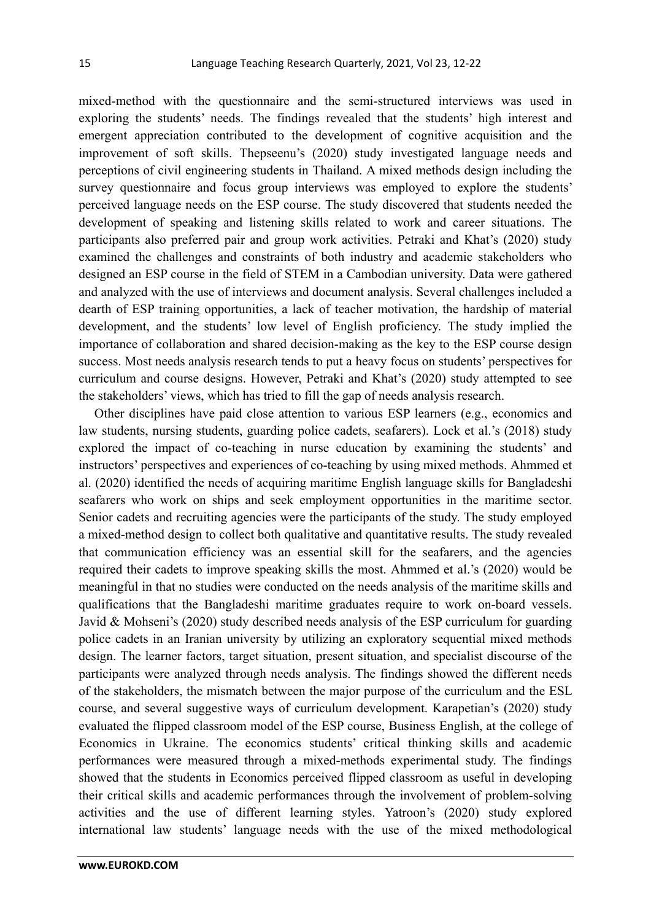mixed-method with the questionnaire and the semi-structured interviews was used in exploring the students' needs. The findings revealed that the students' high interest and emergent appreciation contributed to the development of cognitive acquisition and the improvement of soft skills. Thepseenu's (2020) study investigated language needs and perceptions of civil engineering students in Thailand. A mixed methods design including the survey questionnaire and focus group interviews was employed to explore the students' perceived language needs on the ESP course. The study discovered that students needed the development of speaking and listening skills related to work and career situations. The participants also preferred pair and group work activities. Petraki and Khat's (2020) study examined the challenges and constraints of both industry and academic stakeholders who designed an ESP course in the field of STEM in a Cambodian university. Data were gathered and analyzed with the use of interviews and document analysis. Several challenges included a dearth of ESP training opportunities, a lack of teacher motivation, the hardship of material development, and the students' low level of English proficiency. The study implied the importance of collaboration and shared decision-making as the key to the ESP course design success. Most needs analysis research tends to put a heavy focus on students' perspectives for curriculum and course designs. However, Petraki and Khat's (2020) study attempted to see the stakeholders' views, which has tried to fill the gap of needs analysis research.

Other disciplines have paid close attention to various ESP learners (e.g., economics and law students, nursing students, guarding police cadets, seafarers). Lock et al.'s (2018) study explored the impact of co-teaching in nurse education by examining the students' and instructors' perspectives and experiences of co-teaching by using mixed methods. Ahmmed et al. (2020) identified the needs of acquiring maritime English language skills for Bangladeshi seafarers who work on ships and seek employment opportunities in the maritime sector. Senior cadets and recruiting agencies were the participants of the study. The study employed a mixed-method design to collect both qualitative and quantitative results. The study revealed that communication efficiency was an essential skill for the seafarers, and the agencies required their cadets to improve speaking skills the most. Ahmmed et al.'s (2020) would be meaningful in that no studies were conducted on the needs analysis of the maritime skills and qualifications that the Bangladeshi maritime graduates require to work on-board vessels. Javid & Mohseni's (2020) study described needs analysis of the ESP curriculum for guarding police cadets in an Iranian university by utilizing an exploratory sequential mixed methods design. The learner factors, target situation, present situation, and specialist discourse of the participants were analyzed through needs analysis. The findings showed the different needs of the stakeholders, the mismatch between the major purpose of the curriculum and the ESL course, and several suggestive ways of curriculum development. Karapetian's (2020) study evaluated the flipped classroom model of the ESP course, Business English, at the college of Economics in Ukraine. The economics students' critical thinking skills and academic performances were measured through a mixed-methods experimental study. The findings showed that the students in Economics perceived flipped classroom as useful in developing their critical skills and academic performances through the involvement of problem-solving activities and the use of different learning styles. Yatroon's (2020) study explored international law students' language needs with the use of the mixed methodological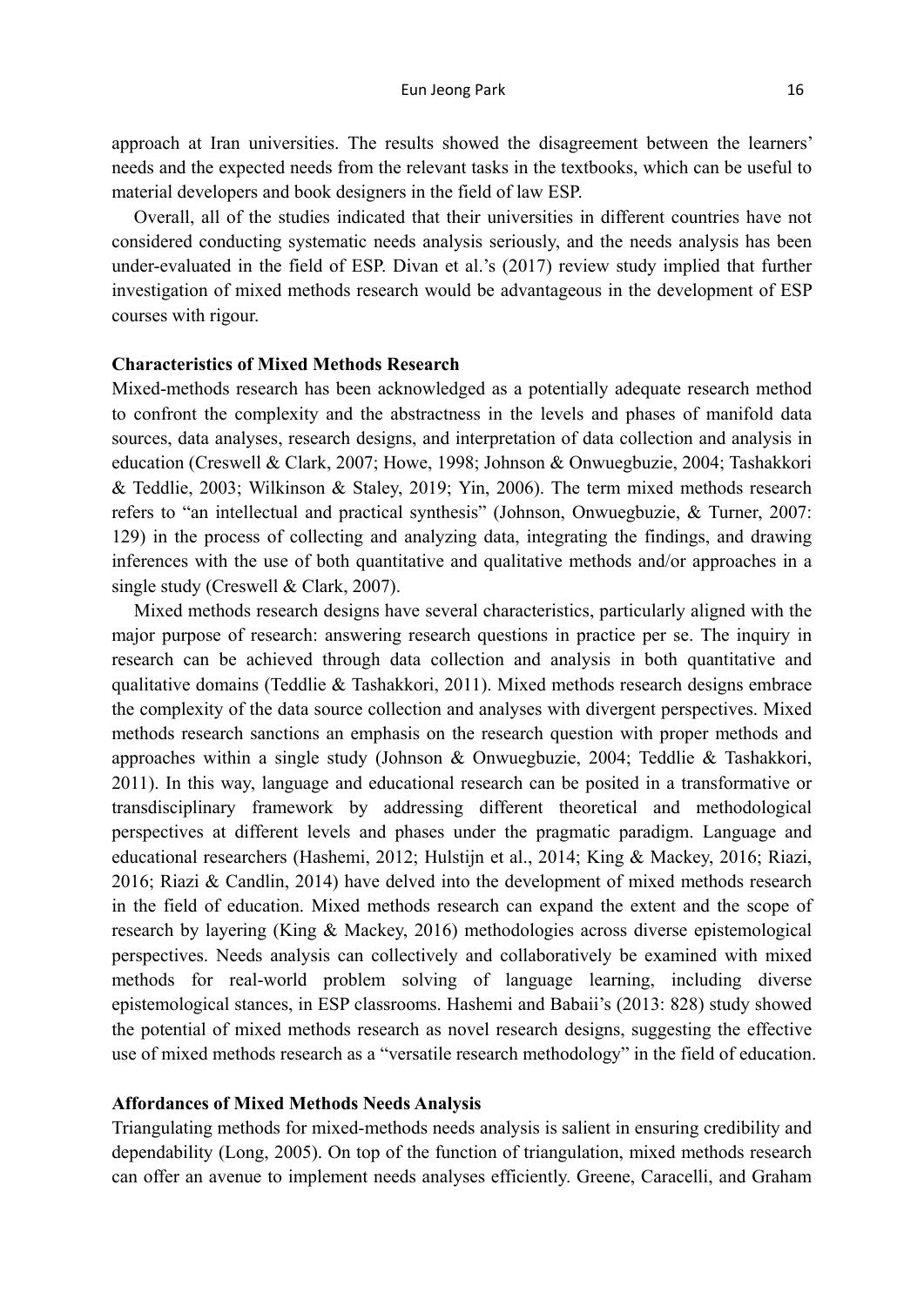approach at Iran universities. The results showed the disagreement between the learners' needs and the expected needs from the relevant tasks in the textbooks, which can be useful to material developers and book designers in the field of law ESP.

Overall, all of the studies indicated that their universities in different countries have not considered conducting systematic needs analysis seriously, and the needs analysis has been under-evaluated in the field of ESP. Divan et al.'s (2017) review study implied that further investigation of mixed methods research would be advantageous in the development of ESP courses with rigour.

**Characteristics of Mixed Methods Research**

Mixed-methods research has been acknowledged as a potentially adequate research method to confront the complexity and the abstractness in the levels and phases of manifold data sources, data analyses, research designs, and interpretation of data collection and analysis in education (Creswell & Clark, 2007; Howe, 1998; Johnson & Onwuegbuzie, 2004; Tashakkori & Teddlie, 2003; Wilkinson & Staley, 2019; Yin, 2006). The term mixed methods research refers to "an intellectual and practical synthesis" (Johnson, Onwuegbuzie, & Turner, 2007: 129) in the process of collecting and analyzing data, integrating the findings, and drawing inferences with the use of both quantitative and qualitative methods and/or approaches in a single study (Creswell & Clark, 2007).

Mixed methods research designs have several characteristics, particularly aligned with the major purpose of research: answering research questions in practice per se. The inquiry in research can be achieved through data collection and analysis in both quantitative and qualitative domains (Teddlie & Tashakkori, 2011). Mixed methods research designs embrace the complexity of the data source collection and analyses with divergent perspectives. Mixed methods research sanctions an emphasis on the research question with proper methods and approaches within a single study (Johnson & Onwuegbuzie, 2004; Teddlie & Tashakkori, 2011). In this way, language and educational research can be posited in a transformative or transdisciplinary framework by addressing different theoretical and methodological perspectives at different levels and phases under the pragmatic paradigm. Language and educational researchers (Hashemi, 2012; Hulstijn et al., 2014; King & Mackey, 2016; Riazi, 2016; Riazi & Candlin, 2014) have delved into the development of mixed methods research in the field of education. Mixed methods research can expand the extent and the scope of research by layering (King & Mackey, 2016) methodologies across diverse epistemological perspectives. Needs analysis can collectively and collaboratively be examined with mixed methods for real-world problem solving of language learning, including diverse epistemological stances, in ESP classrooms. Hashemi and Babaii's (2013: 828) study showed the potential of mixed methods research as novel research designs, suggesting the effective use of mixed methods research as a "versatile research methodology" in the field of education.

**Affordances of Mixed Methods Needs Analysis**

Triangulating methods for mixed-methods needs analysis is salient in ensuring credibility and dependability (Long, 2005). On top of the function of triangulation, mixed methods research can offer an avenue to implement needs analyses efficiently. Greene, Caracelli, and Graham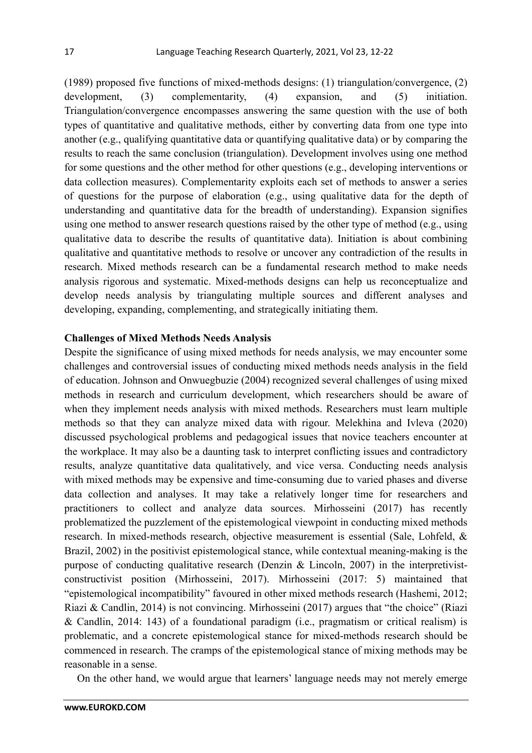(1989) proposed five functions of mixed-methods designs: (1) triangulation/convergence, (2) development, (3) complementarity, (4) expansion, and (5) initiation. Triangulation/convergence encompasses answering the same question with the use of both types of quantitative and qualitative methods, either by converting data from one type into another (e.g., qualifying quantitative data or quantifying qualitative data) or by comparing the results to reach the same conclusion (triangulation). Development involves using one method for some questions and the other method for other questions (e.g., developing interventions or data collection measures). Complementarity exploits each set of methods to answer a series of questions for the purpose of elaboration (e.g., using qualitative data for the depth of understanding and quantitative data for the breadth of understanding). Expansion signifies using one method to answer research questions raised by the other type of method (e.g., using qualitative data to describe the results of quantitative data). Initiation is about combining qualitative and quantitative methods to resolve or uncover any contradiction of the results in research. Mixed methods research can be a fundamental research method to make needs analysis rigorous and systematic. Mixed-methods designs can help us reconceptualize and develop needs analysis by triangulating multiple sources and different analyses and developing, expanding, complementing, and strategically initiating them.

**Challenges of Mixed Methods Needs Analysis**

Despite the significance of using mixed methods for needs analysis, we may encounter some challenges and controversial issues of conducting mixed methods needs analysis in the field of education. Johnson and Onwuegbuzie (2004) recognized several challenges of using mixed methods in research and curriculum development, which researchers should be aware of when they implement needs analysis with mixed methods. Researchers must learn multiple methods so that they can analyze mixed data with rigour. Melekhina and Ivleva (2020) discussed psychological problems and pedagogical issues that novice teachers encounter at the workplace. It may also be a daunting task to interpret conflicting issues and contradictory results, analyze quantitative data qualitatively, and vice versa. Conducting needs analysis with mixed methods may be expensive and time-consuming due to varied phases and diverse data collection and analyses. It may take a relatively longer time for researchers and practitioners to collect and analyze data sources. Mirhosseini (2017) has recently problematized the puzzlement of the epistemological viewpoint in conducting mixed methods research. In mixed-methods research, objective measurement is essential (Sale, Lohfeld, & Brazil, 2002) in the positivist epistemological stance, while contextual meaning-making is the purpose of conducting qualitative research (Denzin & Lincoln, 2007) in the interpretivist-constructivist position (Mirhosseini, 2017). Mirhosseini (2017: 5) maintained that "epistemological incompatibility" favoured in other mixed methods research (Hashemi, 2012; Riazi & Candlin, 2014) is not convincing. Mirhosseini (2017) argues that "the choice" (Riazi & Candlin, 2014: 143) of a foundational paradigm (i.e., pragmatism or critical realism) is problematic, and a concrete epistemological stance for mixed-methods research should be commenced in research. The cramps of the epistemological stance of mixing methods may be reasonable in a sense.

On the other hand, we would argue that learners' language needs may not merely emerge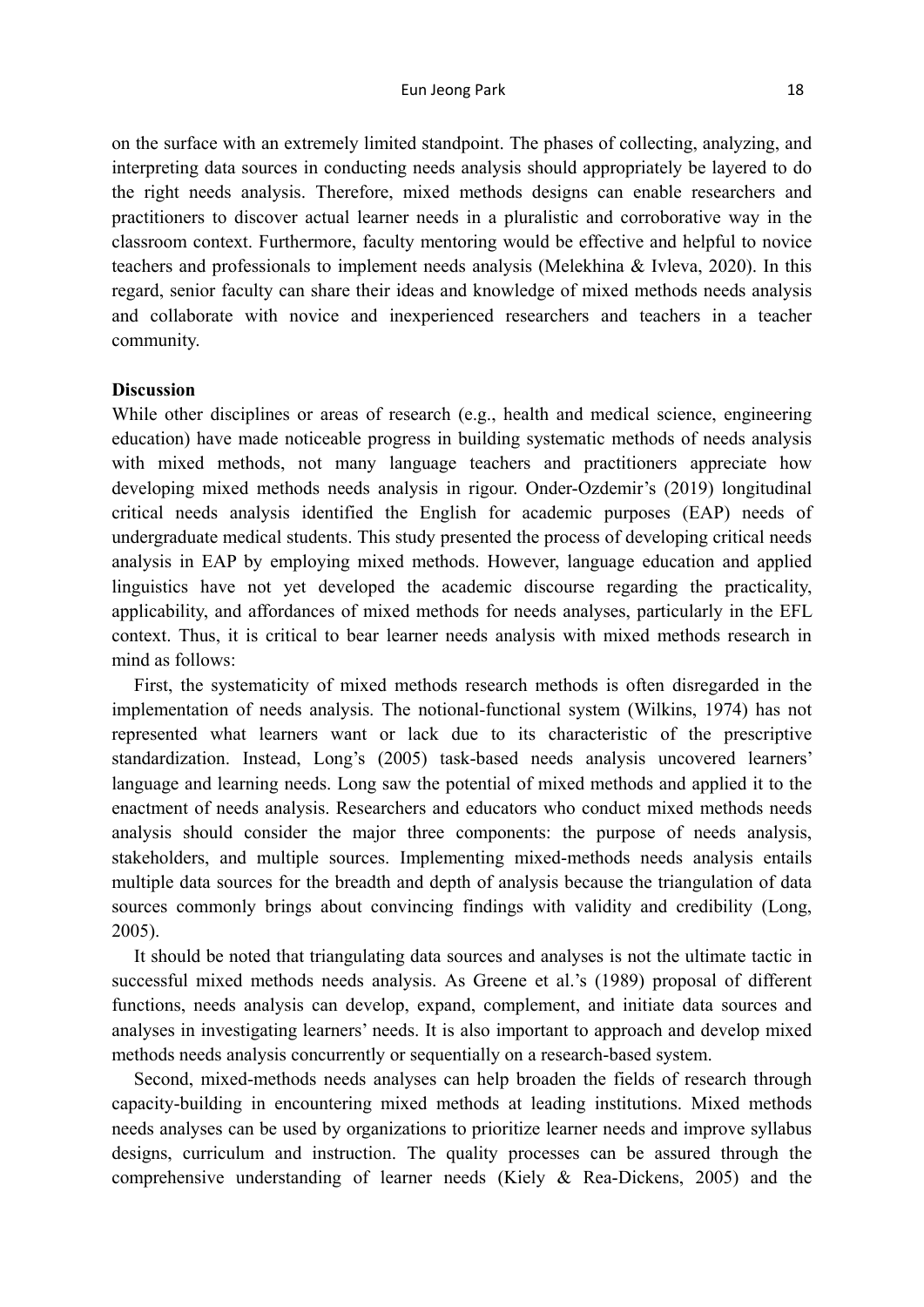on the surface with an extremely limited standpoint. The phases of collecting, analyzing, and interpreting data sources in conducting needs analysis should appropriately be layered to do the right needs analysis. Therefore, mixed methods designs can enable researchers and practitioners to discover actual learner needs in a pluralistic and corroborative way in the classroom context. Furthermore, faculty mentoring would be effective and helpful to novice teachers and professionals to implement needs analysis (Melekhina & Ivleva, 2020). In this regard, senior faculty can share their ideas and knowledge of mixed methods needs analysis and collaborate with novice and inexperienced researchers and teachers in a teacher community.

**Discussion**

While other disciplines or areas of research (e.g., health and medical science, engineering education) have made noticeable progress in building systematic methods of needs analysis with mixed methods, not many language teachers and practitioners appreciate how developing mixed methods needs analysis in rigour. Onder-Ozdemir's (2019) longitudinal critical needs analysis identified the English for academic purposes (EAP) needs of undergraduate medical students. This study presented the process of developing critical needs analysis in EAP by employing mixed methods. However, language education and applied linguistics have not yet developed the academic discourse regarding the practicality, applicability, and affordances of mixed methods for needs analyses, particularly in the EFL context. Thus, it is critical to bear learner needs analysis with mixed methods research in mind as follows:

First, the systematicity of mixed methods research methods is often disregarded in the implementation of needs analysis. The notional-functional system (Wilkins, 1974) has not represented what learners want or lack due to its characteristic of the prescriptive standardization. Instead, Long's (2005) task-based needs analysis uncovered learners' language and learning needs. Long saw the potential of mixed methods and applied it to the enactment of needs analysis. Researchers and educators who conduct mixed methods needs analysis should consider the major three components: the purpose of needs analysis, stakeholders, and multiple sources. Implementing mixed-methods needs analysis entails multiple data sources for the breadth and depth of analysis because the triangulation of data sources commonly brings about convincing findings with validity and credibility (Long, 2005).

It should be noted that triangulating data sources and analyses is not the ultimate tactic in successful mixed methods needs analysis. As Greene et al.'s (1989) proposal of different functions, needs analysis can develop, expand, complement, and initiate data sources and analyses in investigating learners' needs. It is also important to approach and develop mixed methods needs analysis concurrently or sequentially on a research-based system.

Second, mixed-methods needs analyses can help broaden the fields of research through capacity-building in encountering mixed methods at leading institutions. Mixed methods needs analyses can be used by organizations to prioritize learner needs and improve syllabus designs, curriculum and instruction. The quality processes can be assured through the comprehensive understanding of learner needs (Kiely & Rea-Dickens, 2005) and the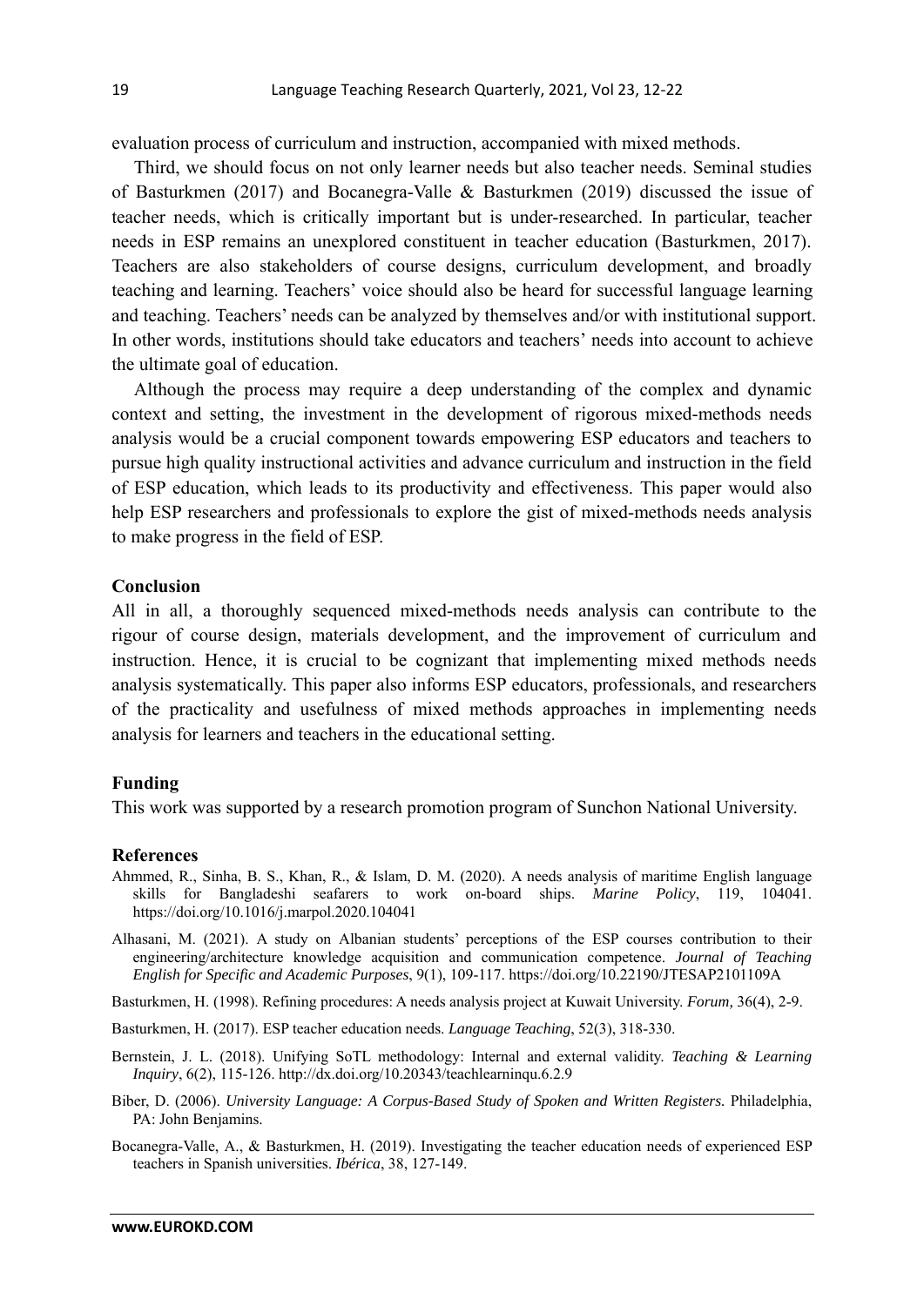evaluation process of curriculum and instruction, accompanied with mixed methods.

Third, we should focus on not only learner needs but also teacher needs. Seminal studies of Basturkmen (2017) and Bocanegra-Valle & Basturkmen (2019) discussed the issue of teacher needs, which is critically important but is under-researched. In particular, teacher needs in ESP remains an unexplored constituent in teacher education (Basturkmen, 2017). Teachers are also stakeholders of course designs, curriculum development, and broadly teaching and learning. Teachers' voice should also be heard for successful language learning and teaching. Teachers' needs can be analyzed by themselves and/or with institutional support. In other words, institutions should take educators and teachers' needs into account to achieve the ultimate goal of education.

Although the process may require a deep understanding of the complex and dynamic context and setting, the investment in the development of rigorous mixed-methods needs analysis would be a crucial component towards empowering ESP educators and teachers to pursue high quality instructional activities and advance curriculum and instruction in the field of ESP education, which leads to its productivity and effectiveness. This paper would also help ESP researchers and professionals to explore the gist of mixed-methods needs analysis to make progress in the field of ESP.

## Conclusion

All in all, a thoroughly sequenced mixed-methods needs analysis can contribute to the rigour of course design, materials development, and the improvement of curriculum and instruction. Hence, it is crucial to be cognizant that implementing mixed methods needs analysis systematically. This paper also informs ESP educators, professionals, and researchers of the practicality and usefulness of mixed methods approaches in implementing needs analysis for learners and teachers in the educational setting.

## Funding

This work was supported by a research promotion program of Sunchon National University.

## References

Ahmmed, R., Sinha, B. S., Khan, R., & Islam, D. M. (2020). A needs analysis of maritime English language skills for Bangladeshi seafarers to work on-board ships. *Marine Policy*, 119, 104041. https://doi.org/10.1016/j.marpol.2020.104041

Alhasani, M. (2021). A study on Albanian students' perceptions of the ESP courses contribution to their engineering/architecture knowledge acquisition and communication competence. *Journal of Teaching English for Specific and Academic Purposes*, 9(1), 109-117. https://doi.org/10.22190/JTESAP2101109A

Basturkmen, H. (1998). Refining procedures: A needs analysis project at Kuwait University. *Forum,* 36(4), 2-9.

Basturkmen, H. (2017). ESP teacher education needs. *Language Teaching*, 52(3), 318-330.

Bernstein, J. L. (2018). Unifying SoTL methodology: Internal and external validity. *Teaching & Learning Inquiry*, 6(2), 115-126. http://dx.doi.org/10.20343/teachlearninqu.6.2.9

Biber, D. (2006). *University Language: A Corpus-Based Study of Spoken and Written Registers.* Philadelphia, PA: John Benjamins.

Bocanegra-Valle, A., & Basturkmen, H. (2019). Investigating the teacher education needs of experienced ESP teachers in Spanish universities. *Ibérica*, 38, 127-149.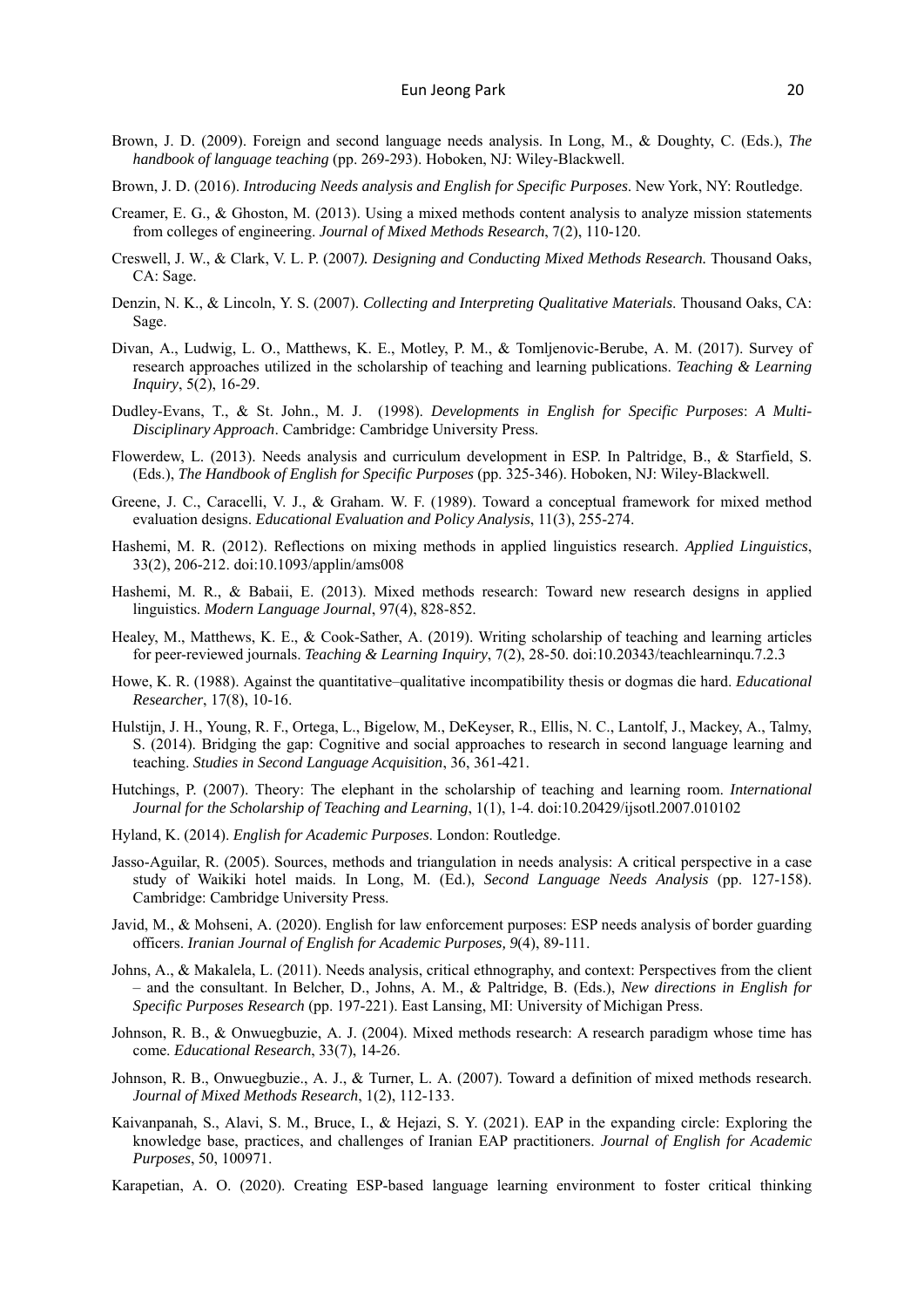Brown, J. D. (2009). Foreign and second language needs analysis. In Long, M., & Doughty, C. (Eds.), *The handbook of language teaching* (pp. 269-293). Hoboken, NJ: Wiley-Blackwell.

Brown, J. D. (2016). *Introducing Needs analysis and English for Specific Purposes*. New York, NY: Routledge.

Creamer, E. G., & Ghoston, M. (2013). Using a mixed methods content analysis to analyze mission statements from colleges of engineering. *Journal of Mixed Methods Research*, 7(2), 110-120.

Creswell, J. W., & Clark, V. L. P. (2007*). Designing and Conducting Mixed Methods Research.* Thousand Oaks, CA: Sage.

Denzin, N. K., & Lincoln, Y. S. (2007). *Collecting and Interpreting Qualitative Materials*. Thousand Oaks, CA: Sage.

Divan, A., Ludwig, L. O., Matthews, K. E., Motley, P. M., & Tomljenovic-Berube, A. M. (2017). Survey of research approaches utilized in the scholarship of teaching and learning publications. *Teaching & Learning Inquiry*, 5(2), 16-29.

Dudley-Evans, T., & St. John., M. J. (1998). *Developments in English for Specific Purposes*: *A Multi-Disciplinary Approach*. Cambridge: Cambridge University Press.

Flowerdew, L. (2013). Needs analysis and curriculum development in ESP. In Paltridge, B., & Starfield, S. (Eds.), *The Handbook of English for Specific Purposes* (pp. 325-346). Hoboken, NJ: Wiley-Blackwell.

Greene, J. C., Caracelli, V. J., & Graham. W. F. (1989). Toward a conceptual framework for mixed method evaluation designs. *Educational Evaluation and Policy Analysis*, 11(3), 255-274.

Hashemi, M. R. (2012). Reflections on mixing methods in applied linguistics research. *Applied Linguistics*, 33(2), 206-212. doi:10.1093/applin/ams008

Hashemi, M. R., & Babaii, E. (2013). Mixed methods research: Toward new research designs in applied linguistics. *Modern Language Journal*, 97(4), 828-852.

Healey, M., Matthews, K. E., & Cook-Sather, A. (2019). Writing scholarship of teaching and learning articles for peer-reviewed journals. *Teaching & Learning Inquiry*, 7(2), 28-50. doi:10.20343/teachlearninqu.7.2.3

Howe, K. R. (1988). Against the quantitative–qualitative incompatibility thesis or dogmas die hard. *Educational Researcher*, 17(8), 10-16.

Hulstijn, J. H., Young, R. F., Ortega, L., Bigelow, M., DeKeyser, R., Ellis, N. C., Lantolf, J., Mackey, A., Talmy, S. (2014). Bridging the gap: Cognitive and social approaches to research in second language learning and teaching. *Studies in Second Language Acquisition*, 36, 361-421.

Hutchings, P. (2007). Theory: The elephant in the scholarship of teaching and learning room. *International Journal for the Scholarship of Teaching and Learning*, 1(1), 1-4. doi:10.20429/ijsotl.2007.010102

Hyland, K. (2014). *English for Academic Purposes*. London: Routledge.

Jasso-Aguilar, R. (2005). Sources, methods and triangulation in needs analysis: A critical perspective in a case study of Waikiki hotel maids. In Long, M. (Ed.), *Second Language Needs Analysis* (pp. 127-158). Cambridge: Cambridge University Press.

Javid, M., & Mohseni, A. (2020). English for law enforcement purposes: ESP needs analysis of border guarding officers. *Iranian Journal of English for Academic Purposes, 9*(4), 89-111.

Johns, A., & Makalela, L. (2011). Needs analysis, critical ethnography, and context: Perspectives from the client – and the consultant. In Belcher, D., Johns, A. M., & Paltridge, B. (Eds.), *New directions in English for Specific Purposes Research* (pp. 197-221). East Lansing, MI: University of Michigan Press.

Johnson, R. B., & Onwuegbuzie, A. J. (2004). Mixed methods research: A research paradigm whose time has come. *Educational Research*, 33(7), 14-26.

Johnson, R. B., Onwuegbuzie., A. J., & Turner, L. A. (2007). Toward a definition of mixed methods research. *Journal of Mixed Methods Research*, 1(2), 112-133.

Kaivanpanah, S., Alavi, S. M., Bruce, I., & Hejazi, S. Y. (2021). EAP in the expanding circle: Exploring the knowledge base, practices, and challenges of Iranian EAP practitioners. *Journal of English for Academic Purposes*, 50, 100971.

Karapetian, A. O. (2020). Creating ESP-based language learning environment to foster critical thinking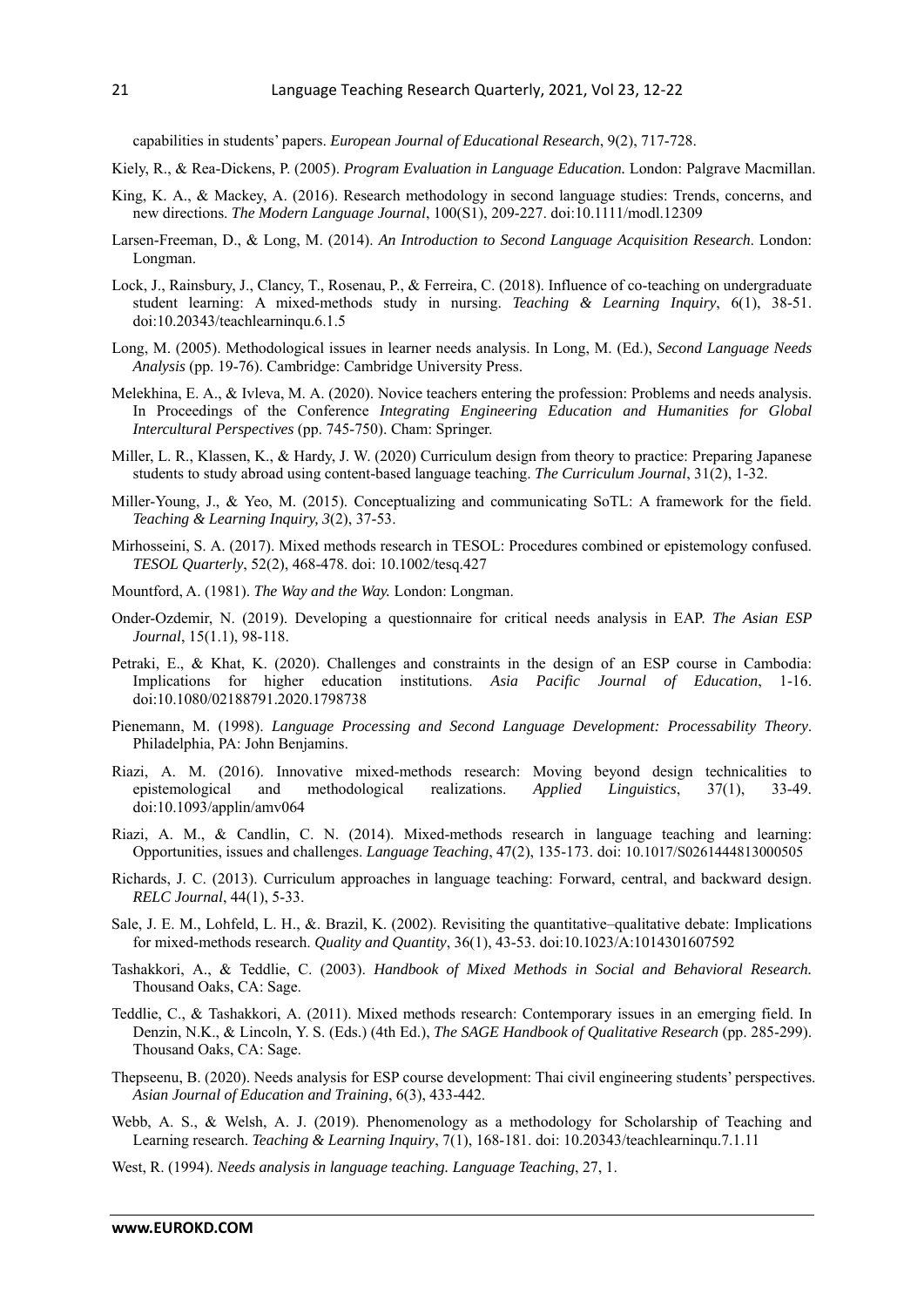capabilities in students' papers. *European Journal of Educational Research*, 9(2), 717-728.

Kiely, R., & Rea-Dickens, P. (2005). *Program Evaluation in Language Education.* London: Palgrave Macmillan.

King, K. A., & Mackey, A. (2016). Research methodology in second language studies: Trends, concerns, and new directions. *The Modern Language Journal*, 100(S1), 209-227. doi:10.1111/modl.12309

Larsen-Freeman, D., & Long, M. (2014). *An Introduction to Second Language Acquisition Research*. London: Longman.

Lock, J., Rainsbury, J., Clancy, T., Rosenau, P., & Ferreira, C. (2018). Influence of co-teaching on undergraduate student learning: A mixed-methods study in nursing. *Teaching & Learning Inquiry*, 6(1), 38-51. doi:10.20343/teachlearninqu.6.1.5

Long, M. (2005). Methodological issues in learner needs analysis. In Long, M. (Ed.), *Second Language Needs Analysis* (pp. 19-76). Cambridge: Cambridge University Press.

Melekhina, E. A., & Ivleva, M. A. (2020). Novice teachers entering the profession: Problems and needs analysis. In Proceedings of the Conference *Integrating Engineering Education and Humanities for Global Intercultural Perspectives* (pp. 745-750). Cham: Springer.

Miller, L. R., Klassen, K., & Hardy, J. W. (2020) Curriculum design from theory to practice: Preparing Japanese students to study abroad using content-based language teaching. *The Curriculum Journal*, 31(2), 1-32.

Miller-Young, J., & Yeo, M. (2015). Conceptualizing and communicating SoTL: A framework for the field. *Teaching & Learning Inquiry, 3*(2), 37-53.

Mirhosseini, S. A. (2017). Mixed methods research in TESOL: Procedures combined or epistemology confused. *TESOL Quarterly*, 52(2), 468-478. doi: 10.1002/tesq.427

Mountford, A. (1981). *The Way and the Way.* London: Longman.

Onder-Ozdemir, N. (2019). Developing a questionnaire for critical needs analysis in EAP. *The Asian ESP Journal*, 15(1.1), 98-118.

Petraki, E., & Khat, K. (2020). Challenges and constraints in the design of an ESP course in Cambodia: Implications for higher education institutions. *Asia Pacific Journal of Education*, 1-16. doi:10.1080/02188791.2020.1798738

Pienemann, M. (1998). *Language Processing and Second Language Development: Processability Theory*. Philadelphia, PA: John Benjamins.

Riazi, A. M. (2016). Innovative mixed-methods research: Moving beyond design technicalities to epistemological and methodological realizations. *Applied Linguistics*, 37(1), 33-49. doi:10.1093/applin/amv064

Riazi, A. M., & Candlin, C. N. (2014). Mixed-methods research in language teaching and learning: Opportunities, issues and challenges. *Language Teaching*, 47(2), 135-173. doi: 10.1017/S0261444813000505

Richards, J. C. (2013). Curriculum approaches in language teaching: Forward, central, and backward design. *RELC Journal*, 44(1), 5-33.

Sale, J. E. M., Lohfeld, L. H., &. Brazil, K. (2002). Revisiting the quantitative–qualitative debate: Implications for mixed-methods research. *Quality and Quantity*, 36(1), 43-53. doi:10.1023/A:1014301607592

Tashakkori, A., & Teddlie, C. (2003). *Handbook of Mixed Methods in Social and Behavioral Research.* Thousand Oaks, CA: Sage.

Teddlie, C., & Tashakkori, A. (2011). Mixed methods research: Contemporary issues in an emerging field. In Denzin, N.K., & Lincoln, Y. S. (Eds.) (4th Ed.), *The SAGE Handbook of Qualitative Research* (pp. 285-299). Thousand Oaks, CA: Sage.

Thepseenu, B. (2020). Needs analysis for ESP course development: Thai civil engineering students' perspectives. *Asian Journal of Education and Training*, 6(3), 433-442.

Webb, A. S., & Welsh, A. J. (2019). Phenomenology as a methodology for Scholarship of Teaching and Learning research. *Teaching & Learning Inquiry*, 7(1), 168-181. doi: 10.20343/teachlearninqu.7.1.11

West, R. (1994). *Needs analysis in language teaching. Language Teaching*, 27, 1.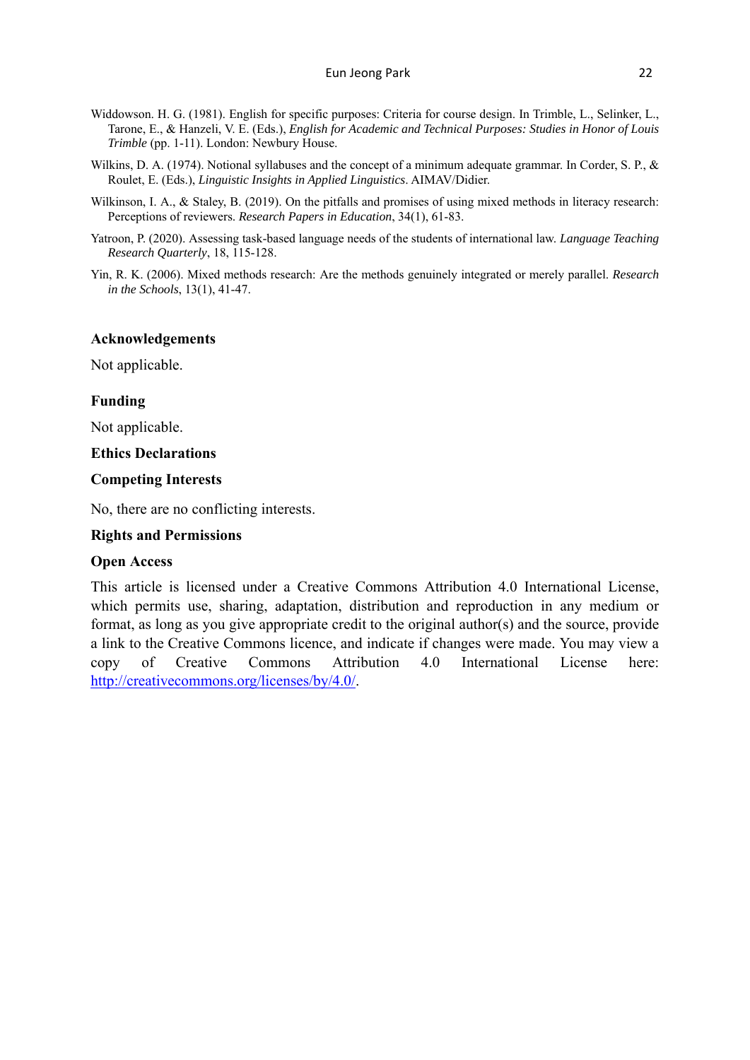Widdowson. H. G. (1981). English for specific purposes: Criteria for course design. In Trimble, L., Selinker, L., Tarone, E., & Hanzeli, V. E. (Eds.), *English for Academic and Technical Purposes: Studies in Honor of Louis Trimble* (pp. 1-11). London: Newbury House.

Wilkins, D. A. (1974). Notional syllabuses and the concept of a minimum adequate grammar. In Corder, S. P., & Roulet, E. (Eds.), *Linguistic Insights in Applied Linguistics*. AIMAV/Didier.

Wilkinson, I. A., & Staley, B. (2019). On the pitfalls and promises of using mixed methods in literacy research: Perceptions of reviewers. *Research Papers in Education*, 34(1), 61-83.

Yatroon, P. (2020). Assessing task-based language needs of the students of international law. *Language Teaching Research Quarterly*, 18, 115-128.

Yin, R. K. (2006). Mixed methods research: Are the methods genuinely integrated or merely parallel. *Research in the Schools*, 13(1), 41-47.

**Acknowledgements**

Not applicable.

**Funding**

Not applicable.

**Ethics Declarations**

**Competing Interests**

No, there are no conflicting interests.

**Rights and Permissions**

**Open Access**

This article is licensed under a Creative Commons Attribution 4.0 International License, which permits use, sharing, adaptation, distribution and reproduction in any medium or format, as long as you give appropriate credit to the original author(s) and the source, provide a link to the Creative Commons licence, and indicate if changes were made. You may view a copy of Creative Commons Attribution 4.0 International License here: http://creativecommons.org/licenses/by/4.0/.